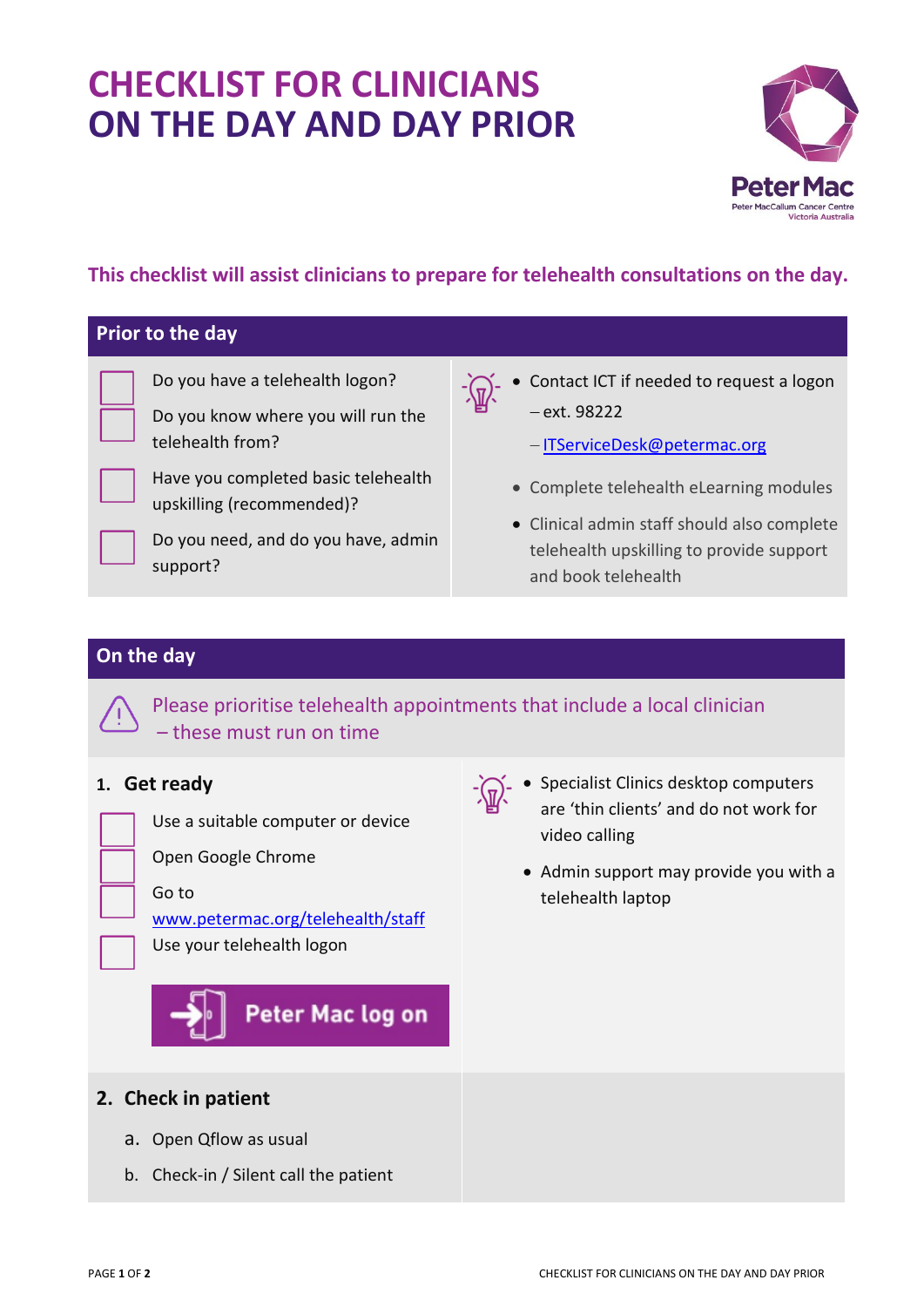# CHECKLIST FOR CLINICIANS ON THE DAY AND DAY PRIOR

Peter Mac
Peter MacCallum Cancer Centre
Victoria Australia

**This checklist will assist clinicians to prepare for telehealth consultations on the day.**

## Prior to the day

- [ ] Do you have a telehealth logon?
- [ ] Do you know where you will run the telehealth from?
- [ ] Have you completed basic telehealth upskilling (recommended)?
- [ ] Do you need, and do you have, admin support?

- Contact ICT if needed to request a logon
  - – ext. 98222
  - – ITServiceDesk@petermac.org
- Complete telehealth eLearning modules
- Clinical admin staff should also complete telehealth upskilling to provide support and book telehealth

## On the day

Please prioritise telehealth appointments that include a local clinician – these must run on time

### 1. Get ready

- [ ] Use a suitable computer or device
- [ ] Open Google Chrome
- [ ] Go to www.petermac.org/telehealth/staff
- [ ] Use your telehealth logon

**Peter Mac log on**

- Specialist Clinics desktop computers are 'thin clients' and do not work for video calling
- Admin support may provide you with a telehealth laptop

### 2. Check in patient

a. Open Qflow as usual

b. Check-in / Silent call the patient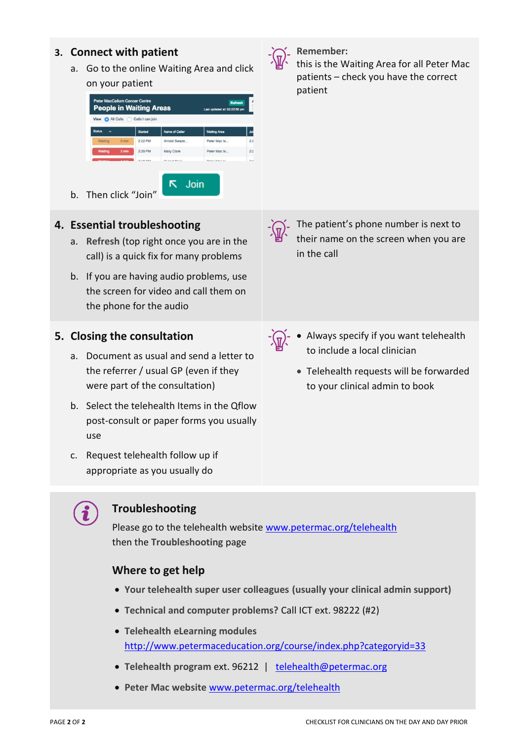## 3. Connect with patient

a. Go to the online Waiting Area and click on your patient

b. Then click "Join"

**Remember:**
this is the Waiting Area for all Peter Mac patients – check you have the correct patient

## 4. Essential troubleshooting

a. **Refresh** (top right once you are in the call) is a quick fix for many problems

b. If you are having audio problems, use the screen for video and call them on the phone for the audio

The patient's phone number is next to their name on the screen when you are in the call

## 5. Closing the consultation

a. Document as usual and send a letter to the referrer / usual GP (even if they were part of the consultation)

b. Select the telehealth Items in the Qflow post-consult or paper forms you usually use

c. Request telehealth follow up if appropriate as you usually do

- Always specify if you want telehealth to include a local clinician
- Telehealth requests will be forwarded to your clinical admin to book

### Troubleshooting

Please go to the telehealth website www.petermac.org/telehealth then the **Troubleshooting** page

### Where to get help

- **Your telehealth super user colleagues (usually your clinical admin support)**
- **Technical and computer problems?** Call ICT ext. 98222 (#2)
- **Telehealth eLearning modules** http://www.petermaceducation.org/course/index.php?categoryid=33
- **Telehealth program** ext. 96212 | telehealth@petermac.org
- **Peter Mac website** www.petermac.org/telehealth